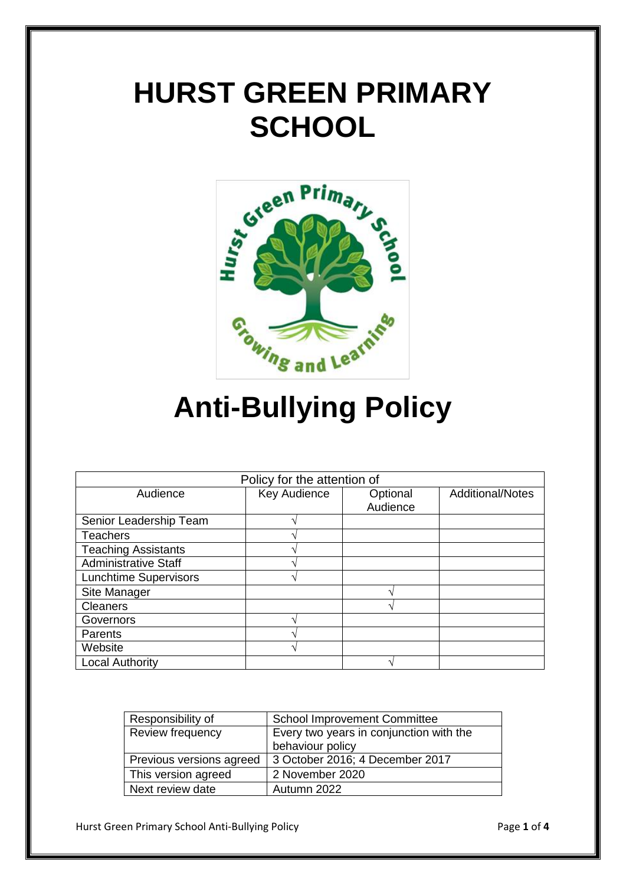# HURST GREEN PRIMARY SCHOOL

# Anti-Bullying Policy

| Policy for the attention of | | | |
|---|---|---|---|
| Audience | Key Audience | Optional Audience | Additional/Notes |
| Senior Leadership Team | √ | | |
| Teachers | √ | | |
| Teaching Assistants | √ | | |
| Administrative Staff | √ | | |
| Lunchtime Supervisors | √ | | |
| Site Manager | | √ | |
| Cleaners | | √ | |
| Governors | √ | | |
| Parents | √ | | |
| Website | √ | | |
| Local Authority | | √ | |

| Responsibility of | School Improvement Committee |
|---|---|
| Review frequency | Every two years in conjunction with the behaviour policy |
| Previous versions agreed | 3 October 2016; 4 December 2017 |
| This version agreed | 2 November 2020 |
| Next review date | Autumn 2022 |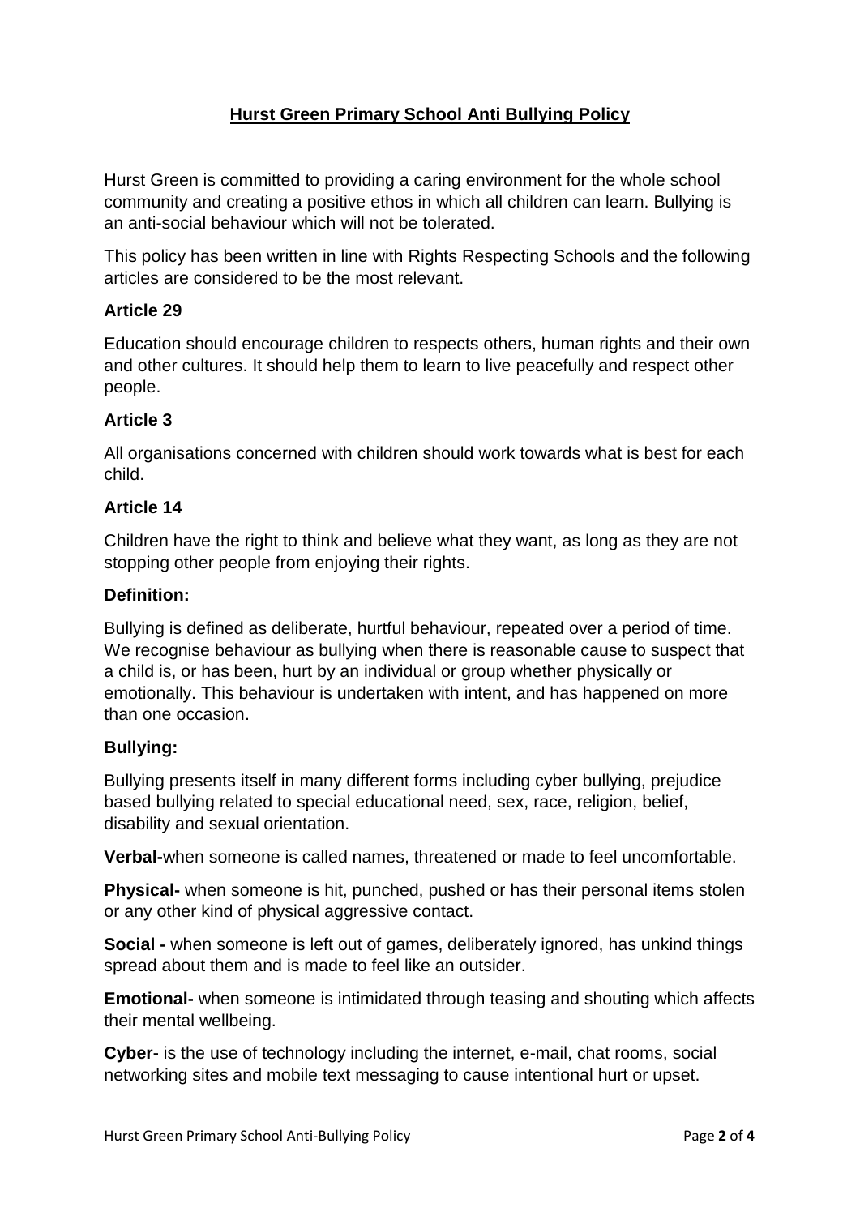## Hurst Green Primary School Anti Bullying Policy

Hurst Green is committed to providing a caring environment for the whole school community and creating a positive ethos in which all children can learn. Bullying is an anti-social behaviour which will not be tolerated.

This policy has been written in line with Rights Respecting Schools and the following articles are considered to be the most relevant.

### Article 29

Education should encourage children to respects others, human rights and their own and other cultures. It should help them to learn to live peacefully and respect other people.

### Article 3

All organisations concerned with children should work towards what is best for each child.

### Article 14

Children have the right to think and believe what they want, as long as they are not stopping other people from enjoying their rights.

### Definition:

Bullying is defined as deliberate, hurtful behaviour, repeated over a period of time. We recognise behaviour as bullying when there is reasonable cause to suspect that a child is, or has been, hurt by an individual or group whether physically or emotionally. This behaviour is undertaken with intent, and has happened on more than one occasion.

### Bullying:

Bullying presents itself in many different forms including cyber bullying, prejudice based bullying related to special educational need, sex, race, religion, belief, disability and sexual orientation.

**Verbal-**when someone is called names, threatened or made to feel uncomfortable.

**Physical-** when someone is hit, punched, pushed or has their personal items stolen or any other kind of physical aggressive contact.

**Social -** when someone is left out of games, deliberately ignored, has unkind things spread about them and is made to feel like an outsider.

**Emotional-** when someone is intimidated through teasing and shouting which affects their mental wellbeing.

**Cyber-** is the use of technology including the internet, e-mail, chat rooms, social networking sites and mobile text messaging to cause intentional hurt or upset.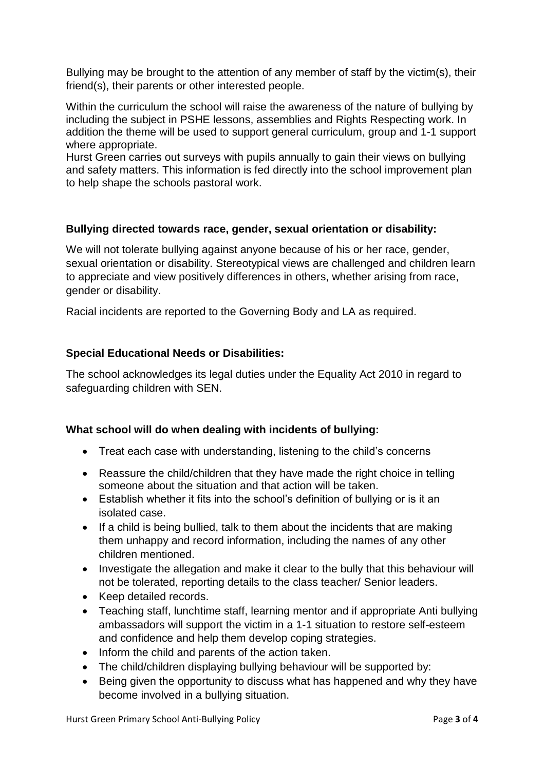Bullying may be brought to the attention of any member of staff by the victim(s), their friend(s), their parents or other interested people.

Within the curriculum the school will raise the awareness of the nature of bullying by including the subject in PSHE lessons, assemblies and Rights Respecting work. In addition the theme will be used to support general curriculum, group and 1-1 support where appropriate.
Hurst Green carries out surveys with pupils annually to gain their views on bullying and safety matters. This information is fed directly into the school improvement plan to help shape the schools pastoral work.

**Bullying directed towards race, gender, sexual orientation or disability:**

We will not tolerate bullying against anyone because of his or her race, gender, sexual orientation or disability. Stereotypical views are challenged and children learn to appreciate and view positively differences in others, whether arising from race, gender or disability.

Racial incidents are reported to the Governing Body and LA as required.

**Special Educational Needs or Disabilities:**

The school acknowledges its legal duties under the Equality Act 2010 in regard to safeguarding children with SEN.

**What school will do when dealing with incidents of bullying:**

- Treat each case with understanding, listening to the child's concerns
- Reassure the child/children that they have made the right choice in telling someone about the situation and that action will be taken.
- Establish whether it fits into the school's definition of bullying or is it an isolated case.
- If a child is being bullied, talk to them about the incidents that are making them unhappy and record information, including the names of any other children mentioned.
- Investigate the allegation and make it clear to the bully that this behaviour will not be tolerated, reporting details to the class teacher/ Senior leaders.
- Keep detailed records.
- Teaching staff, lunchtime staff, learning mentor and if appropriate Anti bullying ambassadors will support the victim in a 1-1 situation to restore self-esteem and confidence and help them develop coping strategies.
- Inform the child and parents of the action taken.
- The child/children displaying bullying behaviour will be supported by:
- Being given the opportunity to discuss what has happened and why they have become involved in a bullying situation.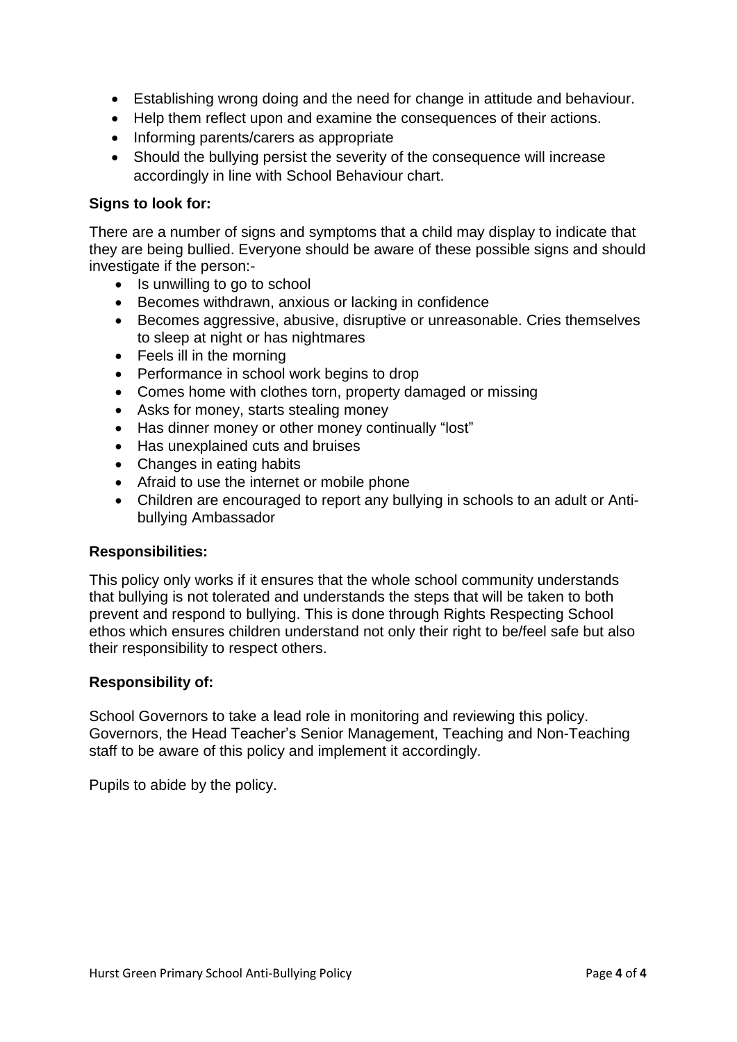- Establishing wrong doing and the need for change in attitude and behaviour.
- Help them reflect upon and examine the consequences of their actions.
- Informing parents/carers as appropriate
- Should the bullying persist the severity of the consequence will increase accordingly in line with School Behaviour chart.

**Signs to look for:**

There are a number of signs and symptoms that a child may display to indicate that they are being bullied. Everyone should be aware of these possible signs and should investigate if the person:-

- Is unwilling to go to school
- Becomes withdrawn, anxious or lacking in confidence
- Becomes aggressive, abusive, disruptive or unreasonable. Cries themselves to sleep at night or has nightmares
- Feels ill in the morning
- Performance in school work begins to drop
- Comes home with clothes torn, property damaged or missing
- Asks for money, starts stealing money
- Has dinner money or other money continually "lost"
- Has unexplained cuts and bruises
- Changes in eating habits
- Afraid to use the internet or mobile phone
- Children are encouraged to report any bullying in schools to an adult or Anti-bullying Ambassador

**Responsibilities:**

This policy only works if it ensures that the whole school community understands that bullying is not tolerated and understands the steps that will be taken to both prevent and respond to bullying. This is done through Rights Respecting School ethos which ensures children understand not only their right to be/feel safe but also their responsibility to respect others.

**Responsibility of:**

School Governors to take a lead role in monitoring and reviewing this policy. Governors, the Head Teacher's Senior Management, Teaching and Non-Teaching staff to be aware of this policy and implement it accordingly.

Pupils to abide by the policy.